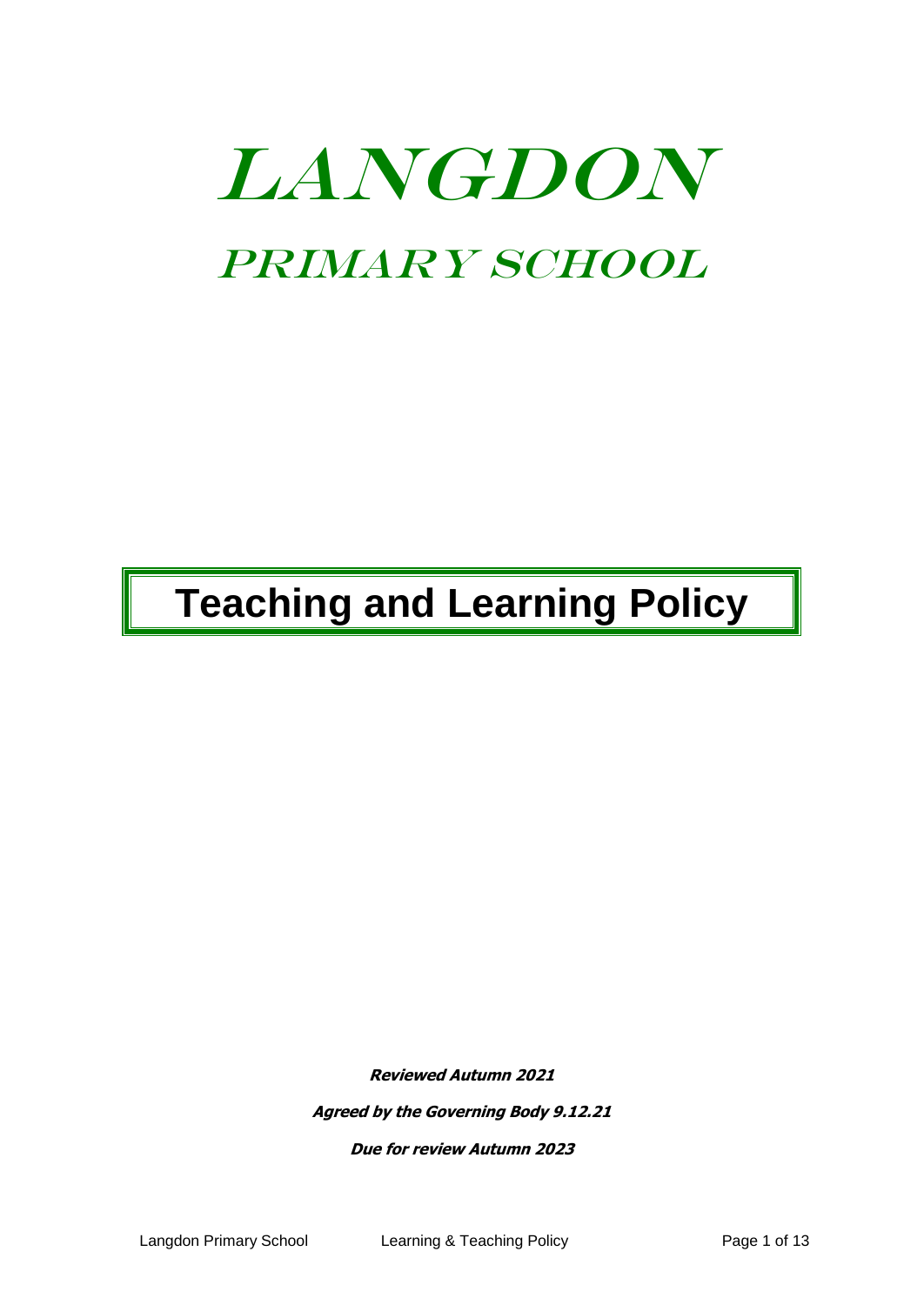# LANGDON

## PRIMARY SCHOOL

# Teaching and Learning Policy

***Reviewed Autumn 2021***

***Agreed by the Governing Body 9.12.21***

***Due for review Autumn 2023***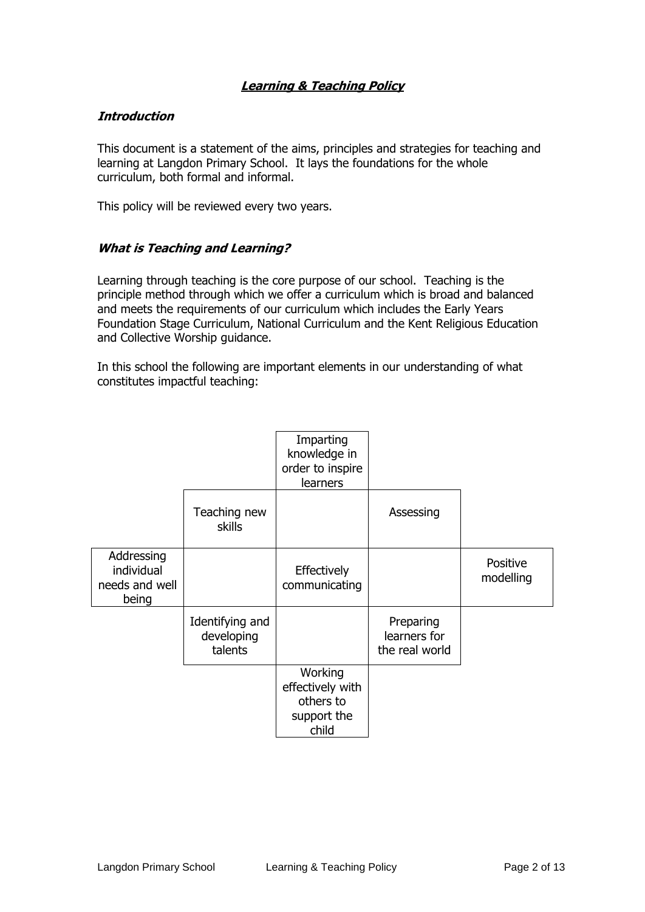## ***Learning & Teaching Policy***

### *Introduction*

This document is a statement of the aims, principles and strategies for teaching and learning at Langdon Primary School. It lays the foundations for the whole curriculum, both formal and informal.

This policy will be reviewed every two years.

### *What is Teaching and Learning?*

Learning through teaching is the core purpose of our school. Teaching is the principle method through which we offer a curriculum which is broad and balanced and meets the requirements of our curriculum which includes the Early Years Foundation Stage Curriculum, National Curriculum and the Kent Religious Education and Collective Worship guidance.

In this school the following are important elements in our understanding of what constitutes impactful teaching:

| | | | | |
|---|---|---|---|---|
| | | Imparting knowledge in order to inspire learners | | |
| | Teaching new skills | | Assessing | |
| Addressing individual needs and well being | | Effectively communicating | | Positive modelling |
| | Identifying and developing talents | | Preparing learners for the real world | |
| | | Working effectively with others to support the child | | |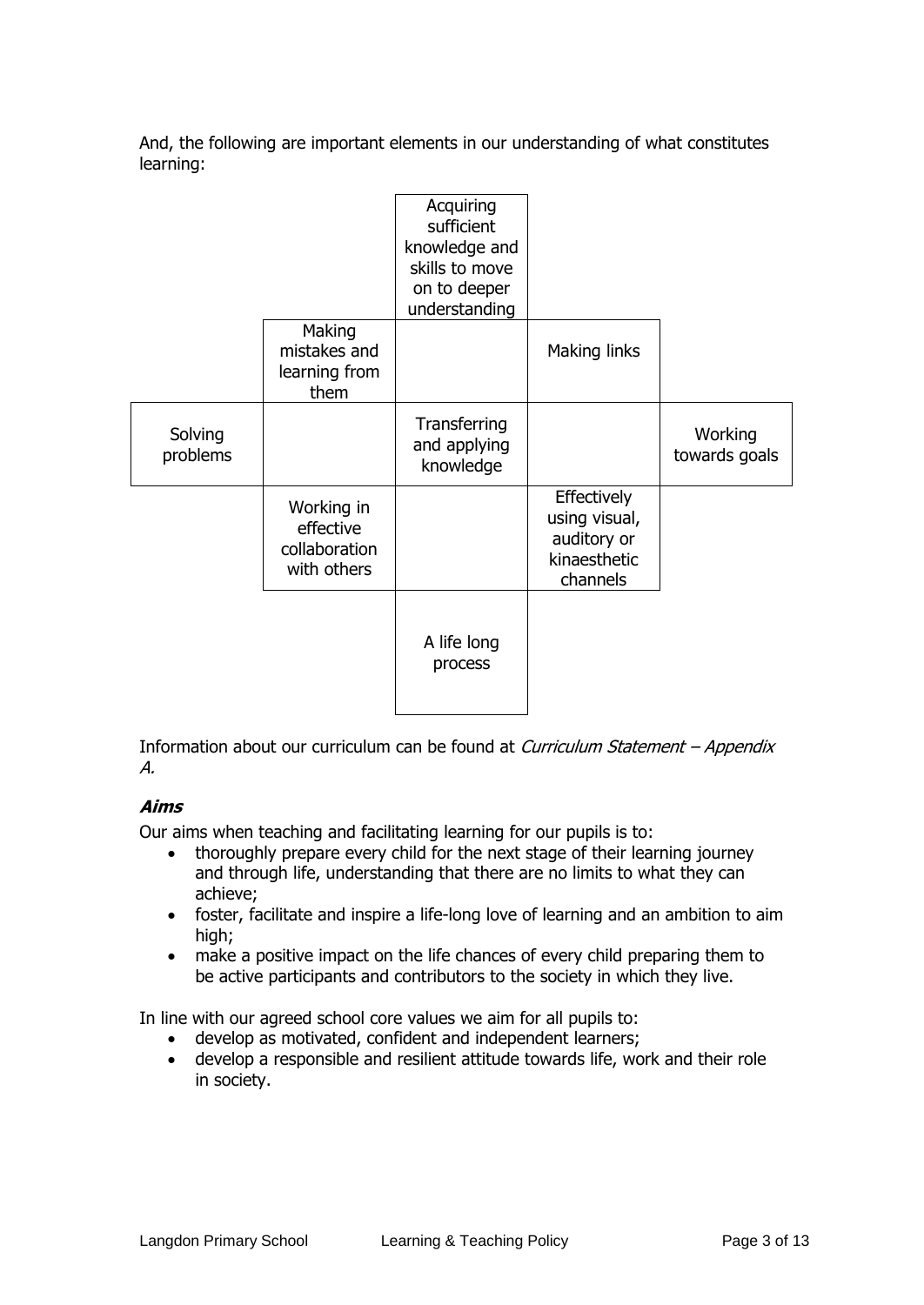And, the following are important elements in our understanding of what constitutes learning:

| | | | | |
|---|---|---|---|---|
| | | Acquiring sufficient knowledge and skills to move on to deeper understanding | | |
| | Making mistakes and learning from them | | Making links | |
| Solving problems | | Transferring and applying knowledge | | Working towards goals |
| | Working in effective collaboration with others | | Effectively using visual, auditory or kinaesthetic channels | |
| | | A life long process | | |

Information about our curriculum can be found at *Curriculum Statement – Appendix A.*

***Aims***

Our aims when teaching and facilitating learning for our pupils is to:

- thoroughly prepare every child for the next stage of their learning journey and through life, understanding that there are no limits to what they can achieve;
- foster, facilitate and inspire a life-long love of learning and an ambition to aim high;
- make a positive impact on the life chances of every child preparing them to be active participants and contributors to the society in which they live.

In line with our agreed school core values we aim for all pupils to:

- develop as motivated, confident and independent learners;
- develop a responsible and resilient attitude towards life, work and their role in society.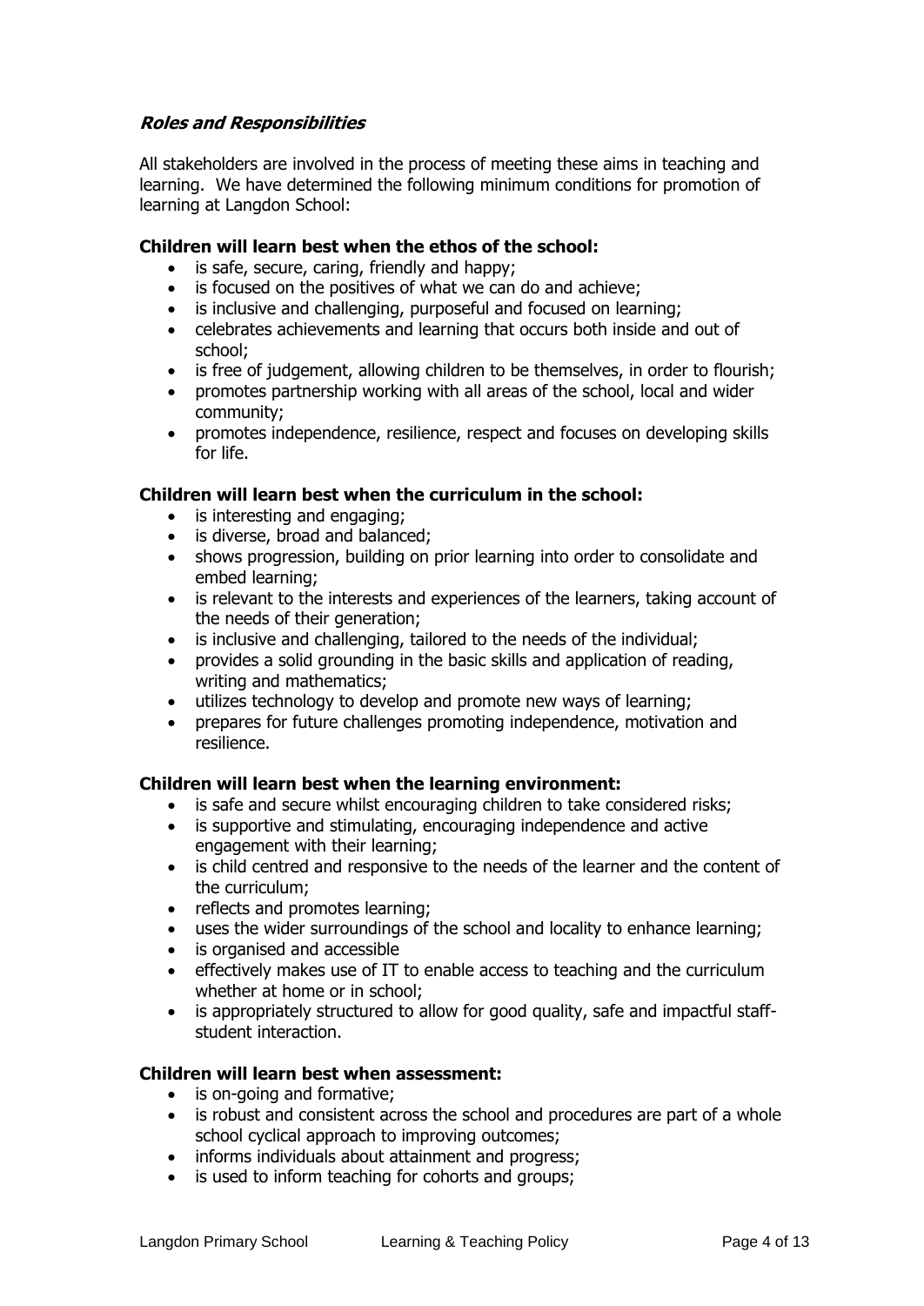### ***Roles and Responsibilities***

All stakeholders are involved in the process of meeting these aims in teaching and learning. We have determined the following minimum conditions for promotion of learning at Langdon School:

**Children will learn best when the ethos of the school:**

- is safe, secure, caring, friendly and happy;
- is focused on the positives of what we can do and achieve;
- is inclusive and challenging, purposeful and focused on learning;
- celebrates achievements and learning that occurs both inside and out of school;
- is free of judgement, allowing children to be themselves, in order to flourish;
- promotes partnership working with all areas of the school, local and wider community;
- promotes independence, resilience, respect and focuses on developing skills for life.

**Children will learn best when the curriculum in the school:**

- is interesting and engaging;
- is diverse, broad and balanced;
- shows progression, building on prior learning into order to consolidate and embed learning;
- is relevant to the interests and experiences of the learners, taking account of the needs of their generation;
- is inclusive and challenging, tailored to the needs of the individual;
- provides a solid grounding in the basic skills and application of reading, writing and mathematics;
- utilizes technology to develop and promote new ways of learning;
- prepares for future challenges promoting independence, motivation and resilience.

**Children will learn best when the learning environment:**

- is safe and secure whilst encouraging children to take considered risks;
- is supportive and stimulating, encouraging independence and active engagement with their learning;
- is child centred and responsive to the needs of the learner and the content of the curriculum;
- reflects and promotes learning;
- uses the wider surroundings of the school and locality to enhance learning;
- is organised and accessible
- effectively makes use of IT to enable access to teaching and the curriculum whether at home or in school;
- is appropriately structured to allow for good quality, safe and impactful staff-student interaction.

**Children will learn best when assessment:**

- is on-going and formative;
- is robust and consistent across the school and procedures are part of a whole school cyclical approach to improving outcomes;
- informs individuals about attainment and progress;
- is used to inform teaching for cohorts and groups;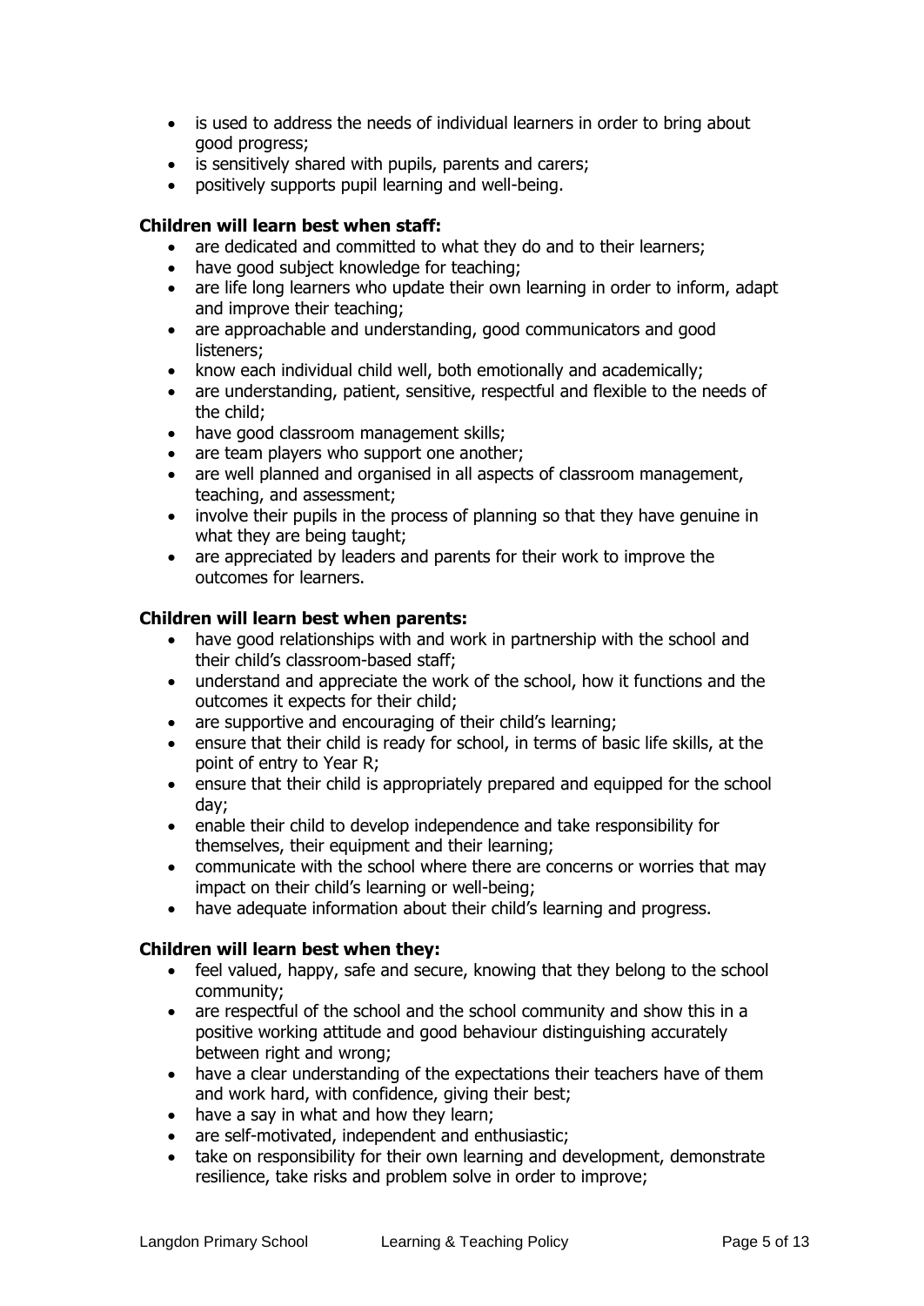- is used to address the needs of individual learners in order to bring about good progress;
- is sensitively shared with pupils, parents and carers;
- positively supports pupil learning and well-being.

**Children will learn best when staff:**

- are dedicated and committed to what they do and to their learners;
- have good subject knowledge for teaching;
- are life long learners who update their own learning in order to inform, adapt and improve their teaching;
- are approachable and understanding, good communicators and good listeners;
- know each individual child well, both emotionally and academically;
- are understanding, patient, sensitive, respectful and flexible to the needs of the child;
- have good classroom management skills;
- are team players who support one another;
- are well planned and organised in all aspects of classroom management, teaching, and assessment;
- involve their pupils in the process of planning so that they have genuine in what they are being taught;
- are appreciated by leaders and parents for their work to improve the outcomes for learners.

**Children will learn best when parents:**

- have good relationships with and work in partnership with the school and their child's classroom-based staff;
- understand and appreciate the work of the school, how it functions and the outcomes it expects for their child;
- are supportive and encouraging of their child's learning;
- ensure that their child is ready for school, in terms of basic life skills, at the point of entry to Year R;
- ensure that their child is appropriately prepared and equipped for the school day;
- enable their child to develop independence and take responsibility for themselves, their equipment and their learning;
- communicate with the school where there are concerns or worries that may impact on their child's learning or well-being;
- have adequate information about their child's learning and progress.

**Children will learn best when they:**

- feel valued, happy, safe and secure, knowing that they belong to the school community;
- are respectful of the school and the school community and show this in a positive working attitude and good behaviour distinguishing accurately between right and wrong;
- have a clear understanding of the expectations their teachers have of them and work hard, with confidence, giving their best;
- have a say in what and how they learn;
- are self-motivated, independent and enthusiastic;
- take on responsibility for their own learning and development, demonstrate resilience, take risks and problem solve in order to improve;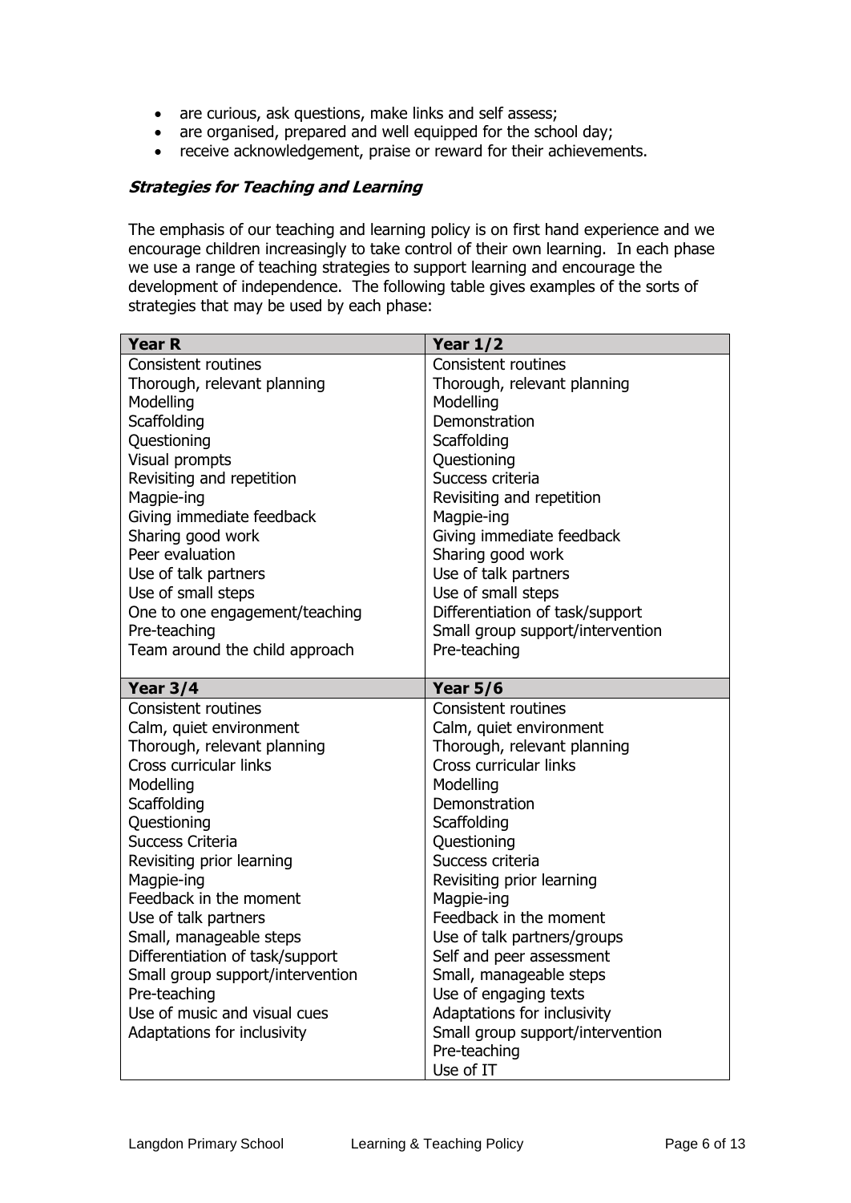- are curious, ask questions, make links and self assess;
- are organised, prepared and well equipped for the school day;
- receive acknowledgement, praise or reward for their achievements.

***Strategies for Teaching and Learning***

The emphasis of our teaching and learning policy is on first hand experience and we encourage children increasingly to take control of their own learning. In each phase we use a range of teaching strategies to support learning and encourage the development of independence. The following table gives examples of the sorts of strategies that may be used by each phase:

| Year R | Year 1/2 |
|---|---|
| Consistent routines<br>Thorough, relevant planning<br>Modelling<br>Scaffolding<br>Questioning<br>Visual prompts<br>Revisiting and repetition<br>Magpie-ing<br>Giving immediate feedback<br>Sharing good work<br>Peer evaluation<br>Use of talk partners<br>Use of small steps<br>One to one engagement/teaching<br>Pre-teaching<br>Team around the child approach | Consistent routines<br>Thorough, relevant planning<br>Modelling<br>Demonstration<br>Scaffolding<br>Questioning<br>Success criteria<br>Revisiting and repetition<br>Magpie-ing<br>Giving immediate feedback<br>Sharing good work<br>Use of talk partners<br>Use of small steps<br>Differentiation of task/support<br>Small group support/intervention<br>Pre-teaching |
| **Year 3/4** | **Year 5/6** |
| Consistent routines<br>Calm, quiet environment<br>Thorough, relevant planning<br>Cross curricular links<br>Modelling<br>Scaffolding<br>Questioning<br>Success Criteria<br>Revisiting prior learning<br>Magpie-ing<br>Feedback in the moment<br>Use of talk partners<br>Small, manageable steps<br>Differentiation of task/support<br>Small group support/intervention<br>Pre-teaching<br>Use of music and visual cues<br>Adaptations for inclusivity | Consistent routines<br>Calm, quiet environment<br>Thorough, relevant planning<br>Cross curricular links<br>Modelling<br>Demonstration<br>Scaffolding<br>Questioning<br>Success criteria<br>Revisiting prior learning<br>Magpie-ing<br>Feedback in the moment<br>Use of talk partners/groups<br>Self and peer assessment<br>Small, manageable steps<br>Use of engaging texts<br>Adaptations for inclusivity<br>Small group support/intervention<br>Pre-teaching<br>Use of IT |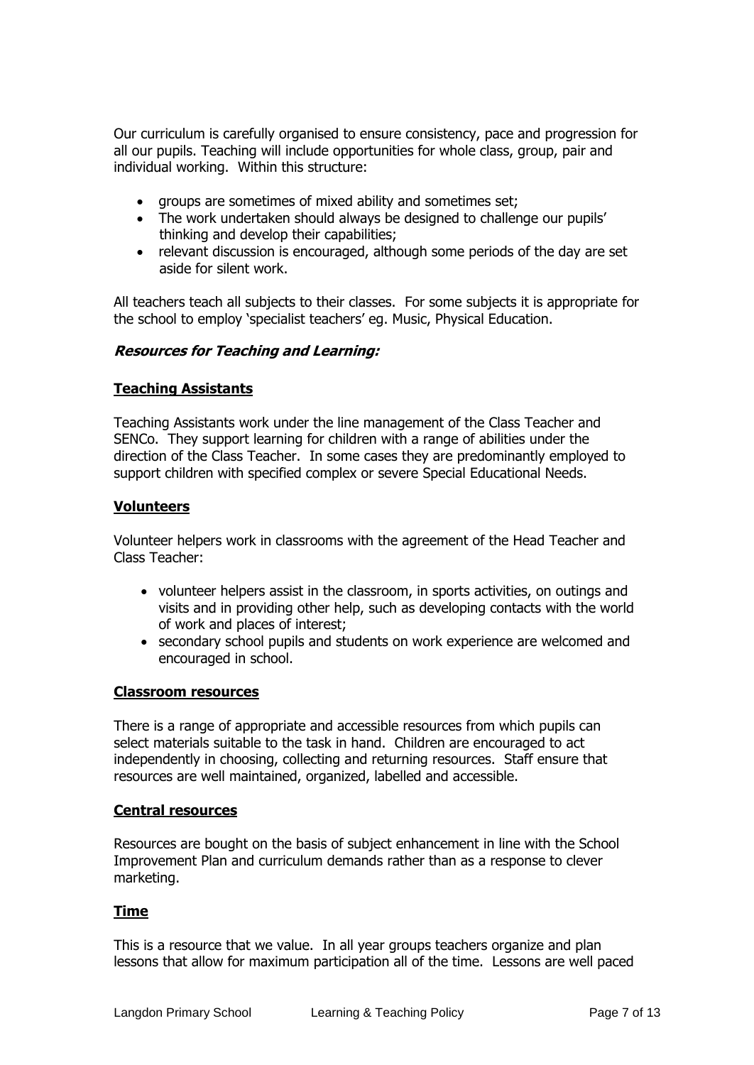Our curriculum is carefully organised to ensure consistency, pace and progression for all our pupils. Teaching will include opportunities for whole class, group, pair and individual working. Within this structure:

- groups are sometimes of mixed ability and sometimes set;
- The work undertaken should always be designed to challenge our pupils' thinking and develop their capabilities;
- relevant discussion is encouraged, although some periods of the day are set aside for silent work.

All teachers teach all subjects to their classes. For some subjects it is appropriate for the school to employ 'specialist teachers' eg. Music, Physical Education.

***Resources for Teaching and Learning:***

**Teaching Assistants**

Teaching Assistants work under the line management of the Class Teacher and SENCo. They support learning for children with a range of abilities under the direction of the Class Teacher. In some cases they are predominantly employed to support children with specified complex or severe Special Educational Needs.

**Volunteers**

Volunteer helpers work in classrooms with the agreement of the Head Teacher and Class Teacher:

- volunteer helpers assist in the classroom, in sports activities, on outings and visits and in providing other help, such as developing contacts with the world of work and places of interest;
- secondary school pupils and students on work experience are welcomed and encouraged in school.

**Classroom resources**

There is a range of appropriate and accessible resources from which pupils can select materials suitable to the task in hand. Children are encouraged to act independently in choosing, collecting and returning resources. Staff ensure that resources are well maintained, organized, labelled and accessible.

**Central resources**

Resources are bought on the basis of subject enhancement in line with the School Improvement Plan and curriculum demands rather than as a response to clever marketing.

**Time**

This is a resource that we value. In all year groups teachers organize and plan lessons that allow for maximum participation all of the time. Lessons are well paced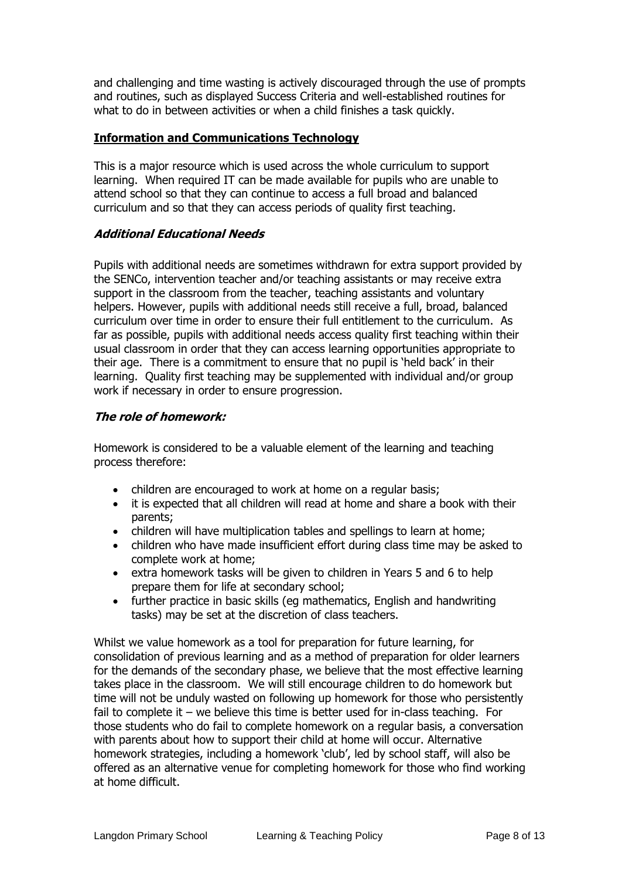and challenging and time wasting is actively discouraged through the use of prompts and routines, such as displayed Success Criteria and well-established routines for what to do in between activities or when a child finishes a task quickly.

## Information and Communications Technology

This is a major resource which is used across the whole curriculum to support learning. When required IT can be made available for pupils who are unable to attend school so that they can continue to access a full broad and balanced curriculum and so that they can access periods of quality first teaching.

### *Additional Educational Needs*

Pupils with additional needs are sometimes withdrawn for extra support provided by the SENCo, intervention teacher and/or teaching assistants or may receive extra support in the classroom from the teacher, teaching assistants and voluntary helpers. However, pupils with additional needs still receive a full, broad, balanced curriculum over time in order to ensure their full entitlement to the curriculum. As far as possible, pupils with additional needs access quality first teaching within their usual classroom in order that they can access learning opportunities appropriate to their age. There is a commitment to ensure that no pupil is 'held back' in their learning. Quality first teaching may be supplemented with individual and/or group work if necessary in order to ensure progression.

### *The role of homework:*

Homework is considered to be a valuable element of the learning and teaching process therefore:

- children are encouraged to work at home on a regular basis;
- it is expected that all children will read at home and share a book with their parents;
- children will have multiplication tables and spellings to learn at home;
- children who have made insufficient effort during class time may be asked to complete work at home;
- extra homework tasks will be given to children in Years 5 and 6 to help prepare them for life at secondary school;
- further practice in basic skills (eg mathematics, English and handwriting tasks) may be set at the discretion of class teachers.

Whilst we value homework as a tool for preparation for future learning, for consolidation of previous learning and as a method of preparation for older learners for the demands of the secondary phase, we believe that the most effective learning takes place in the classroom. We will still encourage children to do homework but time will not be unduly wasted on following up homework for those who persistently fail to complete it – we believe this time is better used for in-class teaching. For those students who do fail to complete homework on a regular basis, a conversation with parents about how to support their child at home will occur. Alternative homework strategies, including a homework 'club', led by school staff, will also be offered as an alternative venue for completing homework for those who find working at home difficult.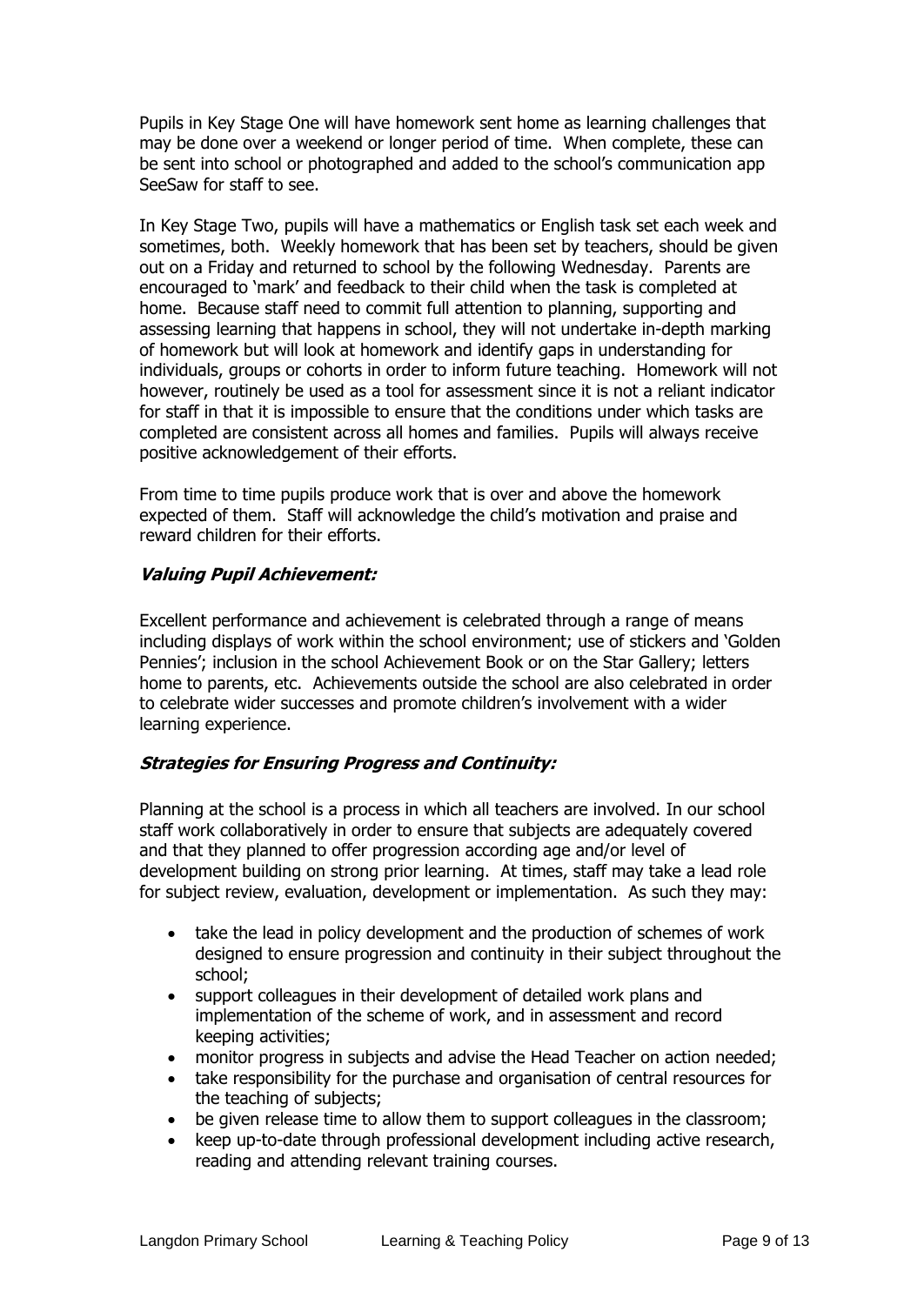Pupils in Key Stage One will have homework sent home as learning challenges that may be done over a weekend or longer period of time. When complete, these can be sent into school or photographed and added to the school's communication app SeeSaw for staff to see.

In Key Stage Two, pupils will have a mathematics or English task set each week and sometimes, both. Weekly homework that has been set by teachers, should be given out on a Friday and returned to school by the following Wednesday. Parents are encouraged to 'mark' and feedback to their child when the task is completed at home. Because staff need to commit full attention to planning, supporting and assessing learning that happens in school, they will not undertake in-depth marking of homework but will look at homework and identify gaps in understanding for individuals, groups or cohorts in order to inform future teaching. Homework will not however, routinely be used as a tool for assessment since it is not a reliant indicator for staff in that it is impossible to ensure that the conditions under which tasks are completed are consistent across all homes and families. Pupils will always receive positive acknowledgement of their efforts.

From time to time pupils produce work that is over and above the homework expected of them. Staff will acknowledge the child's motivation and praise and reward children for their efforts.

### ***Valuing Pupil Achievement:***

Excellent performance and achievement is celebrated through a range of means including displays of work within the school environment; use of stickers and 'Golden Pennies'; inclusion in the school Achievement Book or on the Star Gallery; letters home to parents, etc. Achievements outside the school are also celebrated in order to celebrate wider successes and promote children's involvement with a wider learning experience.

### ***Strategies for Ensuring Progress and Continuity:***

Planning at the school is a process in which all teachers are involved. In our school staff work collaboratively in order to ensure that subjects are adequately covered and that they planned to offer progression according age and/or level of development building on strong prior learning. At times, staff may take a lead role for subject review, evaluation, development or implementation. As such they may:

- take the lead in policy development and the production of schemes of work designed to ensure progression and continuity in their subject throughout the school;
- support colleagues in their development of detailed work plans and implementation of the scheme of work, and in assessment and record keeping activities;
- monitor progress in subjects and advise the Head Teacher on action needed;
- take responsibility for the purchase and organisation of central resources for the teaching of subjects;
- be given release time to allow them to support colleagues in the classroom;
- keep up-to-date through professional development including active research, reading and attending relevant training courses.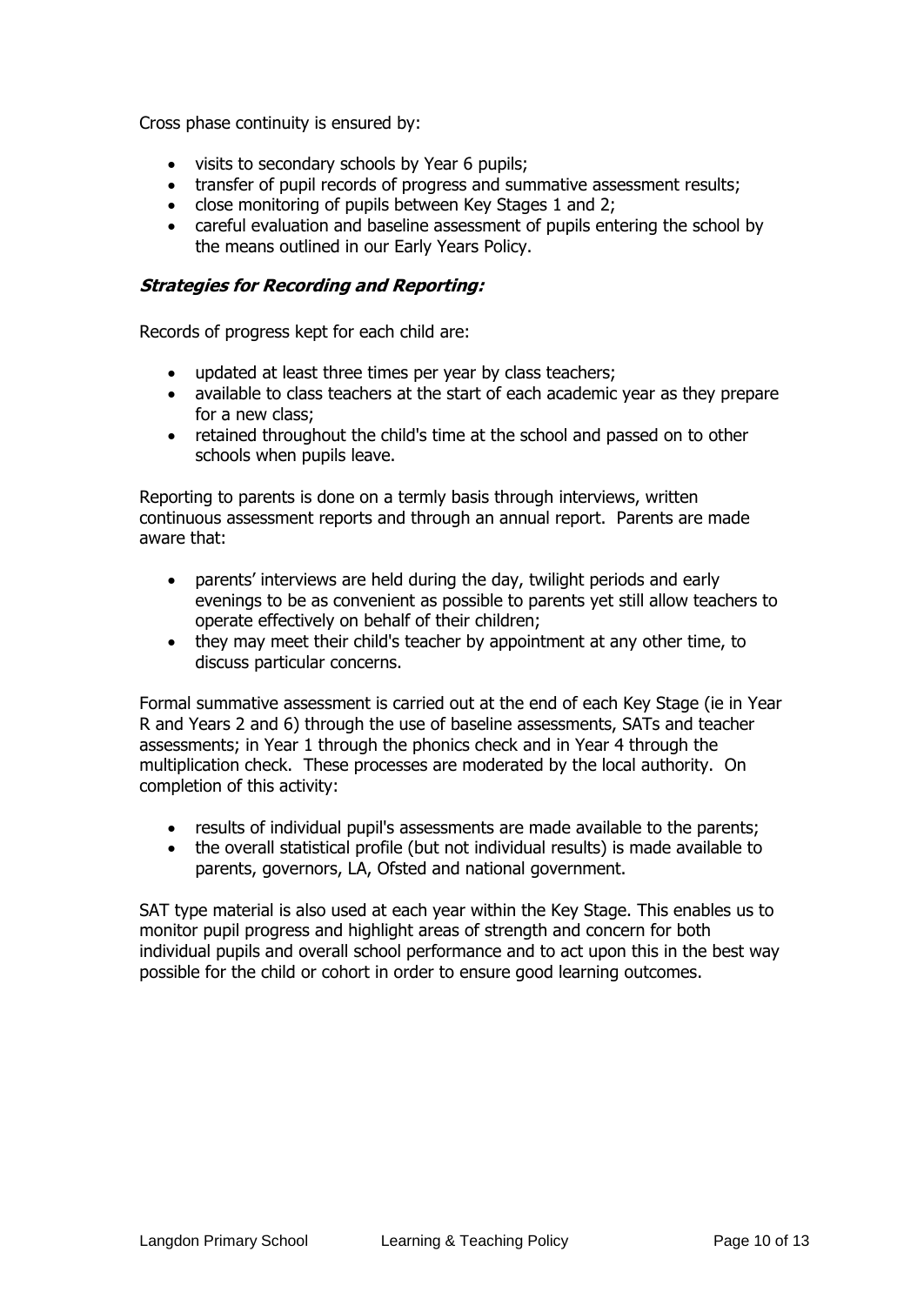Cross phase continuity is ensured by:

- visits to secondary schools by Year 6 pupils;
- transfer of pupil records of progress and summative assessment results;
- close monitoring of pupils between Key Stages 1 and 2;
- careful evaluation and baseline assessment of pupils entering the school by the means outlined in our Early Years Policy.

### ***Strategies for Recording and Reporting:***

Records of progress kept for each child are:

- updated at least three times per year by class teachers;
- available to class teachers at the start of each academic year as they prepare for a new class;
- retained throughout the child's time at the school and passed on to other schools when pupils leave.

Reporting to parents is done on a termly basis through interviews, written continuous assessment reports and through an annual report. Parents are made aware that:

- parents' interviews are held during the day, twilight periods and early evenings to be as convenient as possible to parents yet still allow teachers to operate effectively on behalf of their children;
- they may meet their child's teacher by appointment at any other time, to discuss particular concerns.

Formal summative assessment is carried out at the end of each Key Stage (ie in Year R and Years 2 and 6) through the use of baseline assessments, SATs and teacher assessments; in Year 1 through the phonics check and in Year 4 through the multiplication check. These processes are moderated by the local authority. On completion of this activity:

- results of individual pupil's assessments are made available to the parents;
- the overall statistical profile (but not individual results) is made available to parents, governors, LA, Ofsted and national government.

SAT type material is also used at each year within the Key Stage. This enables us to monitor pupil progress and highlight areas of strength and concern for both individual pupils and overall school performance and to act upon this in the best way possible for the child or cohort in order to ensure good learning outcomes.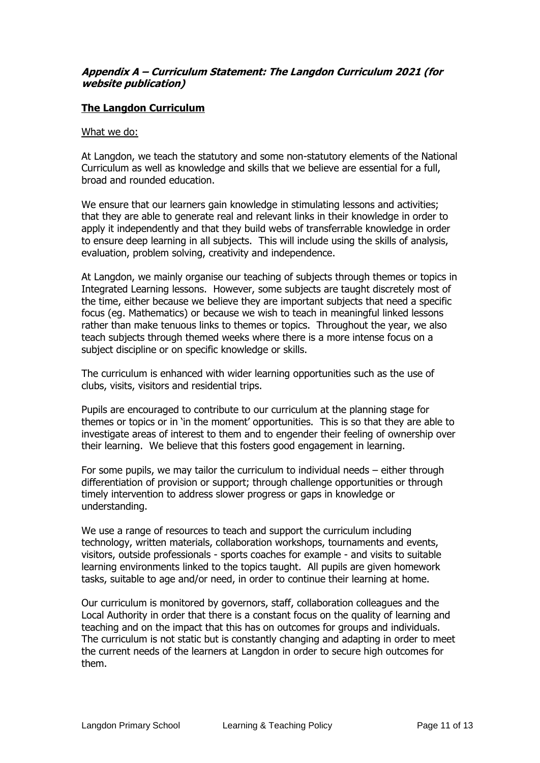***Appendix A – Curriculum Statement: The Langdon Curriculum 2021 (for website publication)***

## The Langdon Curriculum

What we do:

At Langdon, we teach the statutory and some non-statutory elements of the National Curriculum as well as knowledge and skills that we believe are essential for a full, broad and rounded education.

We ensure that our learners gain knowledge in stimulating lessons and activities; that they are able to generate real and relevant links in their knowledge in order to apply it independently and that they build webs of transferrable knowledge in order to ensure deep learning in all subjects. This will include using the skills of analysis, evaluation, problem solving, creativity and independence.

At Langdon, we mainly organise our teaching of subjects through themes or topics in Integrated Learning lessons. However, some subjects are taught discretely most of the time, either because we believe they are important subjects that need a specific focus (eg. Mathematics) or because we wish to teach in meaningful linked lessons rather than make tenuous links to themes or topics. Throughout the year, we also teach subjects through themed weeks where there is a more intense focus on a subject discipline or on specific knowledge or skills.

The curriculum is enhanced with wider learning opportunities such as the use of clubs, visits, visitors and residential trips.

Pupils are encouraged to contribute to our curriculum at the planning stage for themes or topics or in 'in the moment' opportunities. This is so that they are able to investigate areas of interest to them and to engender their feeling of ownership over their learning. We believe that this fosters good engagement in learning.

For some pupils, we may tailor the curriculum to individual needs – either through differentiation of provision or support; through challenge opportunities or through timely intervention to address slower progress or gaps in knowledge or understanding.

We use a range of resources to teach and support the curriculum including technology, written materials, collaboration workshops, tournaments and events, visitors, outside professionals - sports coaches for example - and visits to suitable learning environments linked to the topics taught. All pupils are given homework tasks, suitable to age and/or need, in order to continue their learning at home.

Our curriculum is monitored by governors, staff, collaboration colleagues and the Local Authority in order that there is a constant focus on the quality of learning and teaching and on the impact that this has on outcomes for groups and individuals. The curriculum is not static but is constantly changing and adapting in order to meet the current needs of the learners at Langdon in order to secure high outcomes for them.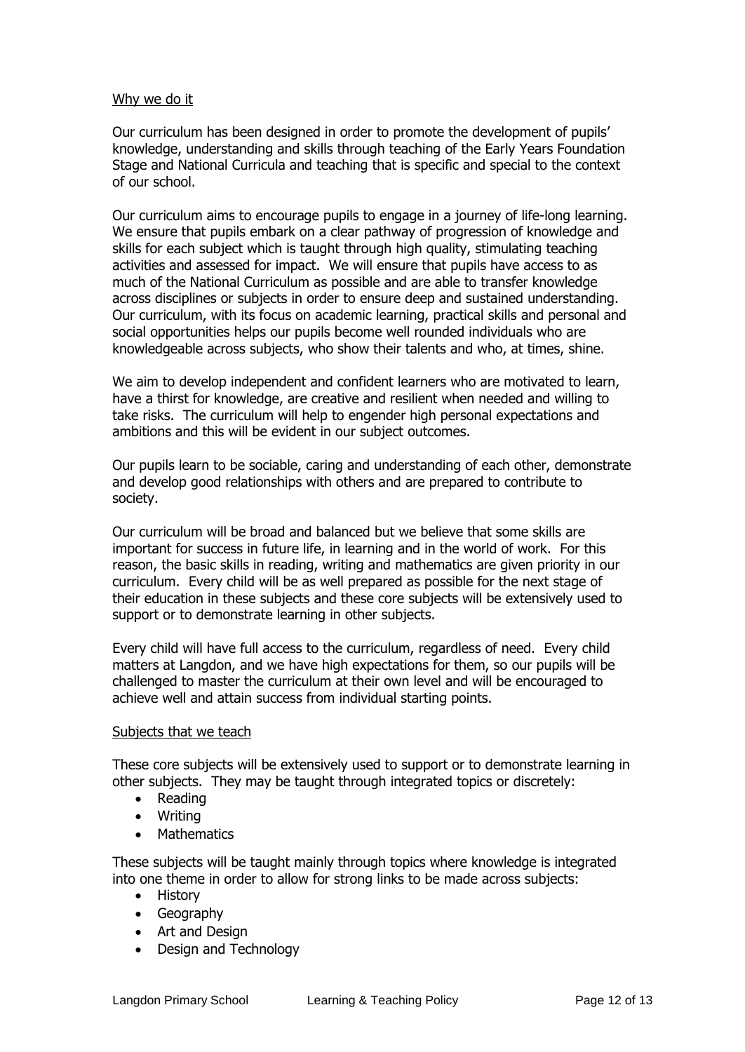Why we do it

Our curriculum has been designed in order to promote the development of pupils' knowledge, understanding and skills through teaching of the Early Years Foundation Stage and National Curricula and teaching that is specific and special to the context of our school.

Our curriculum aims to encourage pupils to engage in a journey of life-long learning. We ensure that pupils embark on a clear pathway of progression of knowledge and skills for each subject which is taught through high quality, stimulating teaching activities and assessed for impact. We will ensure that pupils have access to as much of the National Curriculum as possible and are able to transfer knowledge across disciplines or subjects in order to ensure deep and sustained understanding. Our curriculum, with its focus on academic learning, practical skills and personal and social opportunities helps our pupils become well rounded individuals who are knowledgeable across subjects, who show their talents and who, at times, shine.

We aim to develop independent and confident learners who are motivated to learn, have a thirst for knowledge, are creative and resilient when needed and willing to take risks. The curriculum will help to engender high personal expectations and ambitions and this will be evident in our subject outcomes.

Our pupils learn to be sociable, caring and understanding of each other, demonstrate and develop good relationships with others and are prepared to contribute to society.

Our curriculum will be broad and balanced but we believe that some skills are important for success in future life, in learning and in the world of work. For this reason, the basic skills in reading, writing and mathematics are given priority in our curriculum. Every child will be as well prepared as possible for the next stage of their education in these subjects and these core subjects will be extensively used to support or to demonstrate learning in other subjects.

Every child will have full access to the curriculum, regardless of need. Every child matters at Langdon, and we have high expectations for them, so our pupils will be challenged to master the curriculum at their own level and will be encouraged to achieve well and attain success from individual starting points.

Subjects that we teach

These core subjects will be extensively used to support or to demonstrate learning in other subjects. They may be taught through integrated topics or discretely:

- Reading
- Writing
- Mathematics

These subjects will be taught mainly through topics where knowledge is integrated into one theme in order to allow for strong links to be made across subjects:

- History
- Geography
- Art and Design
- Design and Technology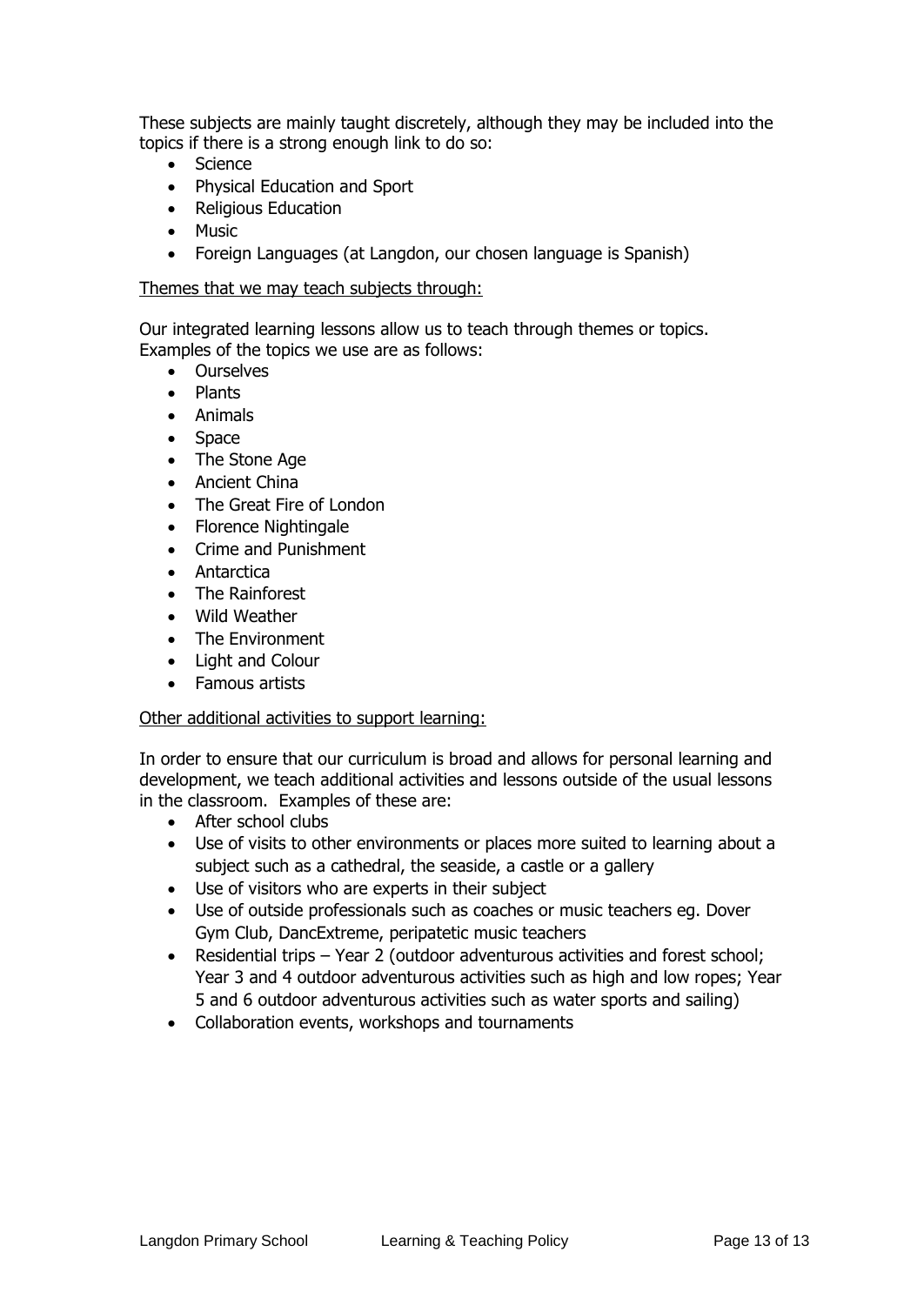These subjects are mainly taught discretely, although they may be included into the topics if there is a strong enough link to do so:

- Science
- Physical Education and Sport
- Religious Education
- Music
- Foreign Languages (at Langdon, our chosen language is Spanish)

<u>Themes that we may teach subjects through:</u>

Our integrated learning lessons allow us to teach through themes or topics. Examples of the topics we use are as follows:

- Ourselves
- Plants
- Animals
- Space
- The Stone Age
- Ancient China
- The Great Fire of London
- Florence Nightingale
- Crime and Punishment
- Antarctica
- The Rainforest
- Wild Weather
- The Environment
- Light and Colour
- Famous artists

<u>Other additional activities to support learning:</u>

In order to ensure that our curriculum is broad and allows for personal learning and development, we teach additional activities and lessons outside of the usual lessons in the classroom. Examples of these are:

- After school clubs
- Use of visits to other environments or places more suited to learning about a subject such as a cathedral, the seaside, a castle or a gallery
- Use of visitors who are experts in their subject
- Use of outside professionals such as coaches or music teachers eg. Dover Gym Club, DancExtreme, peripatetic music teachers
- Residential trips – Year 2 (outdoor adventurous activities and forest school; Year 3 and 4 outdoor adventurous activities such as high and low ropes; Year 5 and 6 outdoor adventurous activities such as water sports and sailing)
- Collaboration events, workshops and tournaments